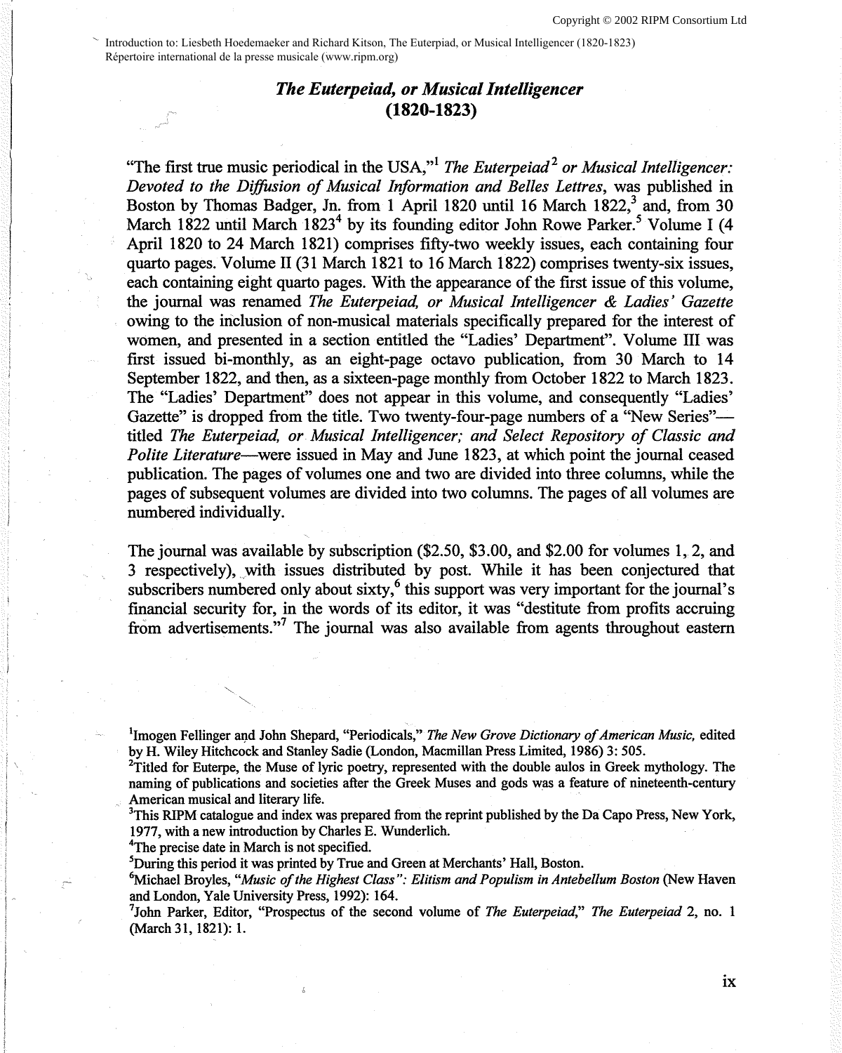# *The Euterpeiad, or Musical Intelligencer* (1820-1823)

"The first true music periodical in the USA,"[1] *The Euterpeiad*[2] *or Musical Intelligencer: Devoted to the Diffusion of Musical Information and Belles Lettres*, was published in Boston by Thomas Badger, Jn. from 1 April 1820 until 16 March 1822,[3] and, from 30 March 1822 until March 1823[4] by its founding editor John Rowe Parker.[5] Volume I (4 April 1820 to 24 March 1821) comprises fifty-two weekly issues, each containing four quarto pages. Volume II (31 March 1821 to 16 March 1822) comprises twenty-six issues, each containing eight quarto pages. With the appearance of the first issue of this volume, the journal was renamed *The Euterpeiad, or Musical Intelligencer & Ladies' Gazette* owing to the inclusion of non-musical materials specifically prepared for the interest of women, and presented in a section entitled the "Ladies' Department". Volume III was first issued bi-monthly, as an eight-page octavo publication, from 30 March to 14 September 1822, and then, as a sixteen-page monthly from October 1822 to March 1823. The "Ladies' Department" does not appear in this volume, and consequently "Ladies' Gazette" is dropped from the title. Two twenty-four-page numbers of a "New Series"—titled *The Euterpeiad, or Musical Intelligencer; and Select Repository of Classic and Polite Literature*—were issued in May and June 1823, at which point the journal ceased publication. The pages of volumes one and two are divided into three columns, while the pages of subsequent volumes are divided into two columns. The pages of all volumes are numbered individually.

The journal was available by subscription ($2.50, $3.00, and $2.00 for volumes 1, 2, and 3 respectively), with issues distributed by post. While it has been conjectured that subscribers numbered only about sixty,[6] this support was very important for the journal's financial security for, in the words of its editor, it was "destitute from profits accruing from advertisements."[7] The journal was also available from agents throughout eastern

[1] Imogen Fellinger and John Shepard, "Periodicals," *The New Grove Dictionary of American Music,* edited by H. Wiley Hitchcock and Stanley Sadie (London, Macmillan Press Limited, 1986) 3: 505.

[2] Titled for Euterpe, the Muse of lyric poetry, represented with the double aulos in Greek mythology. The naming of publications and societies after the Greek Muses and gods was a feature of nineteenth-century American musical and literary life.

[3] This RIPM catalogue and index was prepared from the reprint published by the Da Capo Press, New York, 1977, with a new introduction by Charles E. Wunderlich.

[4] The precise date in March is not specified.

[5] During this period it was printed by True and Green at Merchants' Hall, Boston.

[6] Michael Broyles, *"Music of the Highest Class": Elitism and Populism in Antebellum Boston* (New Haven and London, Yale University Press, 1992): 164.

[7] John Parker, Editor, "Prospectus of the second volume of *The Euterpeiad*," *The Euterpeiad* 2, no. 1 (March 31, 1821): 1.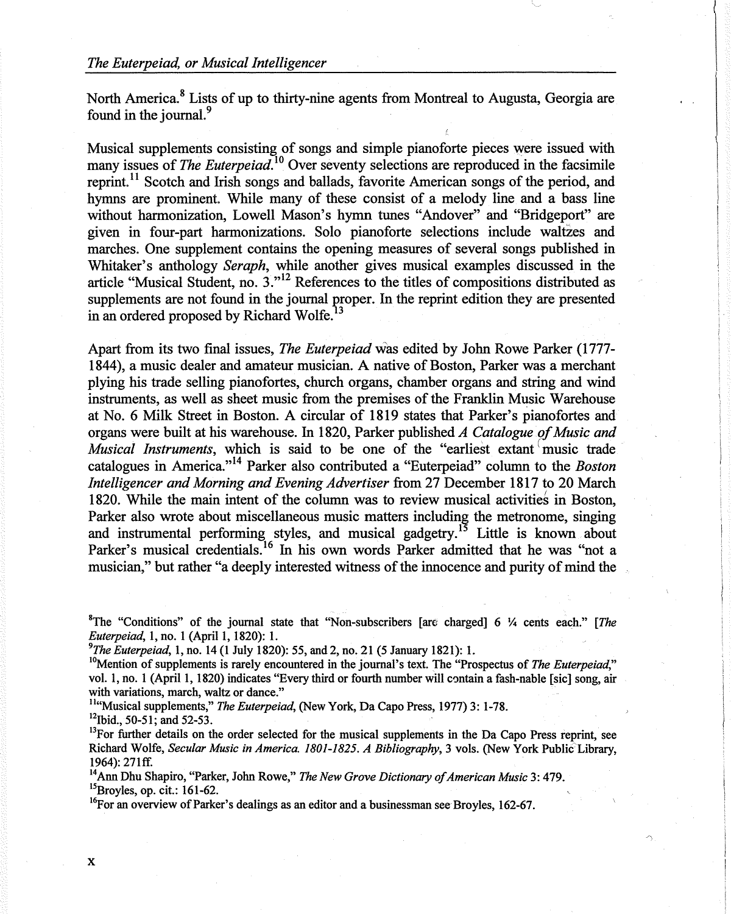North America.[8] Lists of up to thirty-nine agents from Montreal to Augusta, Georgia are found in the journal.[9]

Musical supplements consisting of songs and simple pianoforte pieces were issued with many issues of *The Euterpeiad*.[10] Over seventy selections are reproduced in the facsimile reprint.[11] Scotch and Irish songs and ballads, favorite American songs of the period, and hymns are prominent. While many of these consist of a melody line and a bass line without harmonization, Lowell Mason's hymn tunes "Andover" and "Bridgeport" are given in four-part harmonizations. Solo pianoforte selections include waltzes and marches. One supplement contains the opening measures of several songs published in Whitaker's anthology *Seraph*, while another gives musical examples discussed in the article "Musical Student, no. 3."[12] References to the titles of compositions distributed as supplements are not found in the journal proper. In the reprint edition they are presented in an ordered proposed by Richard Wolfe.[13]

Apart from its two final issues, *The Euterpeiad* was edited by John Rowe Parker (1777-1844), a music dealer and amateur musician. A native of Boston, Parker was a merchant plying his trade selling pianofortes, church organs, chamber organs and string and wind instruments, as well as sheet music from the premises of the Franklin Music Warehouse at No. 6 Milk Street in Boston. A circular of 1819 states that Parker's pianofortes and organs were built at his warehouse. In 1820, Parker published *A Catalogue of Music and Musical Instruments*, which is said to be one of the "earliest extant music trade catalogues in America."[14] Parker also contributed a "Euterpeiad" column to the *Boston Intelligencer and Morning and Evening Advertiser* from 27 December 1817 to 20 March 1820. While the main intent of the column was to review musical activities in Boston, Parker also wrote about miscellaneous music matters including the metronome, singing and instrumental performing styles, and musical gadgetry.[15] Little is known about Parker's musical credentials.[16] In his own words Parker admitted that he was "not a musician," but rather "a deeply interested witness of the innocence and purity of mind the

---

[8]The "Conditions" of the journal state that "Non-subscribers [are charged] 6 ¼ cents each." [*The Euterpeiad*, 1, no. 1 (April 1, 1820): 1.

[9]*The Euterpeiad*, 1, no. 14 (1 July 1820): 55, and 2, no. 21 (5 January 1821): 1.

[10]Mention of supplements is rarely encountered in the journal's text. The "Prospectus of *The Euterpeiad*," vol. 1, no. 1 (April 1, 1820) indicates "Every third or fourth number will contain a fash-nable [sic] song, air with variations, march, waltz or dance."

[11]"Musical supplements," *The Euterpeiad*, (New York, Da Capo Press, 1977) 3: 1-78.

[12]Ibid., 50-51; and 52-53.

[13]For further details on the order selected for the musical supplements in the Da Capo Press reprint, see Richard Wolfe, *Secular Music in America. 1801-1825. A Bibliography*, 3 vols. (New York Public Library, 1964): 271ff.

[14]Ann Dhu Shapiro, "Parker, John Rowe," *The New Grove Dictionary of American Music* 3: 479.

[15]Broyles, op. cit.: 161-62.

[16]For an overview of Parker's dealings as an editor and a businessman see Broyles, 162-67.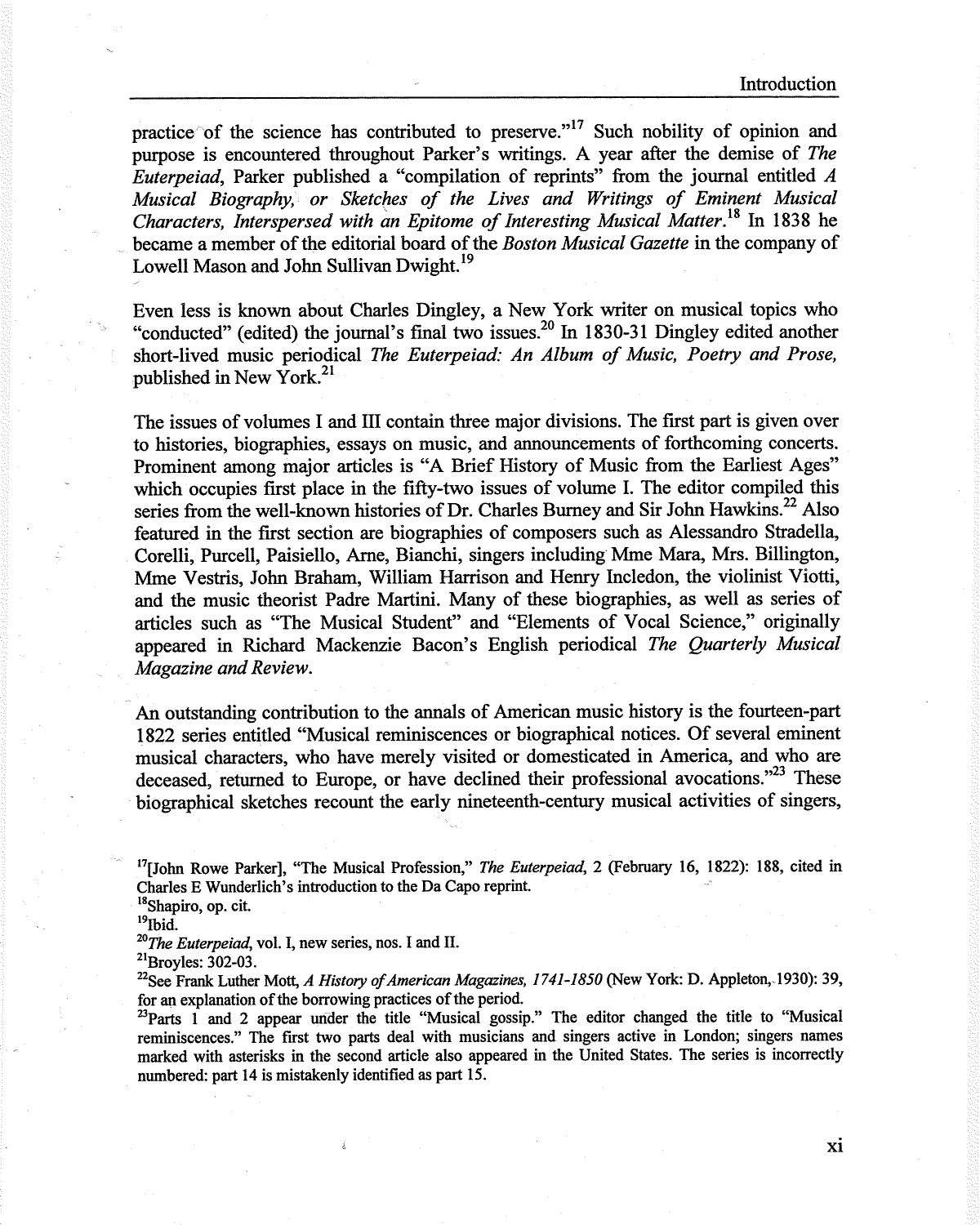practice of the science has contributed to preserve."[17] Such nobility of opinion and purpose is encountered throughout Parker's writings. A year after the demise of *The Euterpeiad*, Parker published a "compilation of reprints" from the journal entitled *A Musical Biography, or Sketches of the Lives and Writings of Eminent Musical Characters, Interspersed with an Epitome of Interesting Musical Matter*.[18] In 1838 he became a member of the editorial board of the *Boston Musical Gazette* in the company of Lowell Mason and John Sullivan Dwight.[19]

Even less is known about Charles Dingley, a New York writer on musical topics who "conducted" (edited) the journal's final two issues.[20] In 1830-31 Dingley edited another short-lived music periodical *The Euterpeiad: An Album of Music, Poetry and Prose*, published in New York.[21]

The issues of volumes I and III contain three major divisions. The first part is given over to histories, biographies, essays on music, and announcements of forthcoming concerts. Prominent among major articles is "A Brief History of Music from the Earliest Ages" which occupies first place in the fifty-two issues of volume I. The editor compiled this series from the well-known histories of Dr. Charles Burney and Sir John Hawkins.[22] Also featured in the first section are biographies of composers such as Alessandro Stradella, Corelli, Purcell, Paisiello, Arne, Bianchi, singers including Mme Mara, Mrs. Billington, Mme Vestris, John Braham, William Harrison and Henry Incledon, the violinist Viotti, and the music theorist Padre Martini. Many of these biographies, as well as series of articles such as "The Musical Student" and "Elements of Vocal Science," originally appeared in Richard Mackenzie Bacon's English periodical *The Quarterly Musical Magazine and Review*.

An outstanding contribution to the annals of American music history is the fourteen-part 1822 series entitled "Musical reminiscences or biographical notices. Of several eminent musical characters, who have merely visited or domesticated in America, and who are deceased, returned to Europe, or have declined their professional avocations."[23] These biographical sketches recount the early nineteenth-century musical activities of singers,

---

[17][John Rowe Parker], "The Musical Profession," *The Euterpeiad*, 2 (February 16, 1822): 188, cited in Charles E Wunderlich's introduction to the Da Capo reprint.

[18]Shapiro, op. cit.

[19]Ibid.

[20]*The Euterpeiad*, vol. I, new series, nos. I and II.

[21]Broyles: 302-03.

[22]See Frank Luther Mott, *A History of American Magazines, 1741-1850* (New York: D. Appleton, 1930): 39, for an explanation of the borrowing practices of the period.

[23]Parts 1 and 2 appear under the title "Musical gossip." The editor changed the title to "Musical reminiscences." The first two parts deal with musicians and singers active in London; singers names marked with asterisks in the second article also appeared in the United States. The series is incorrectly numbered: part 14 is mistakenly identified as part 15.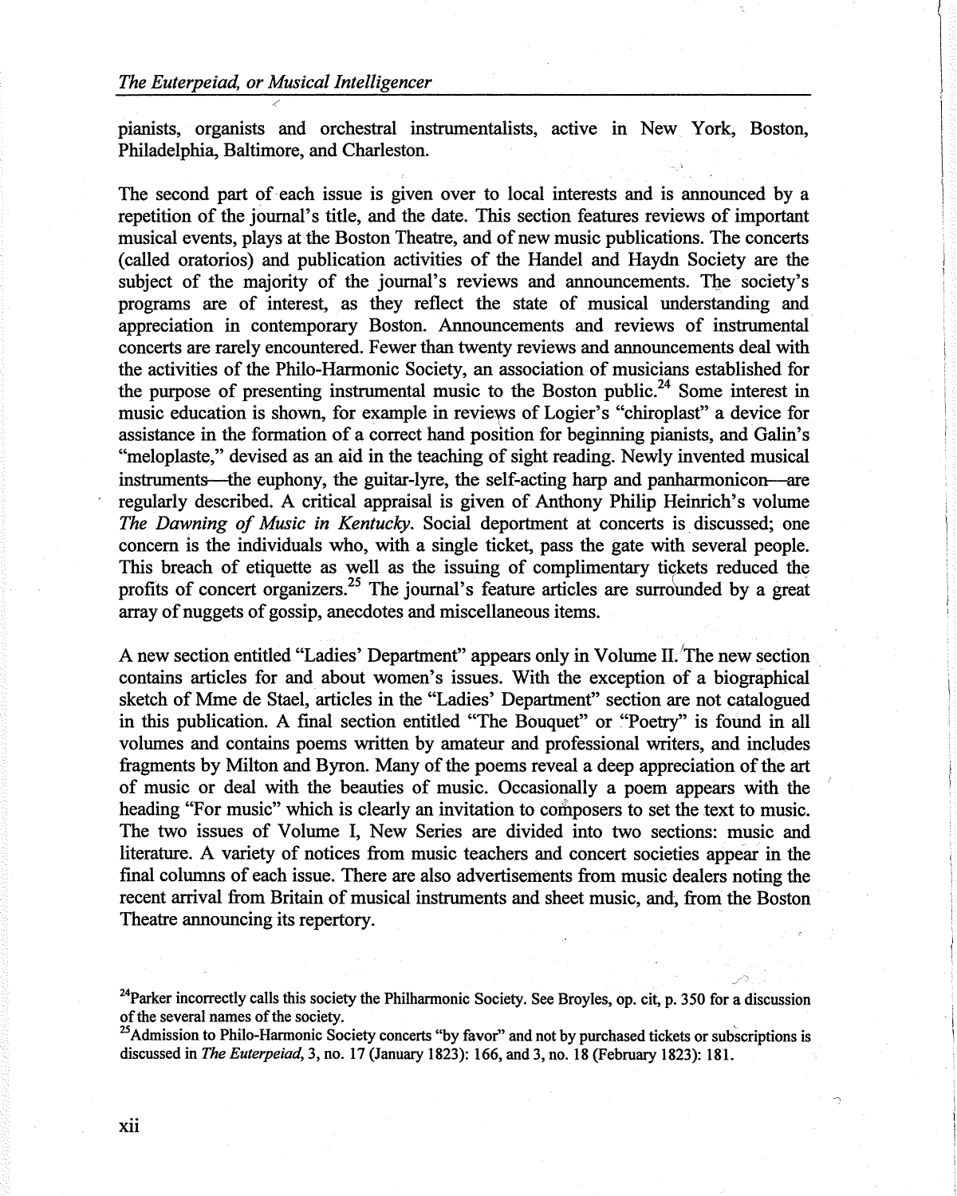pianists, organists and orchestral instrumentalists, active in New York, Boston, Philadelphia, Baltimore, and Charleston.

The second part of each issue is given over to local interests and is announced by a repetition of the journal's title, and the date. This section features reviews of important musical events, plays at the Boston Theatre, and of new music publications. The concerts (called oratorios) and publication activities of the Handel and Haydn Society are the subject of the majority of the journal's reviews and announcements. The society's programs are of interest, as they reflect the state of musical understanding and appreciation in contemporary Boston. Announcements and reviews of instrumental concerts are rarely encountered. Fewer than twenty reviews and announcements deal with the activities of the Philo-Harmonic Society, an association of musicians established for the purpose of presenting instrumental music to the Boston public.[24] Some interest in music education is shown, for example in reviews of Logier's "chiroplast" a device for assistance in the formation of a correct hand position for beginning pianists, and Galin's "meloplaste," devised as an aid in the teaching of sight reading. Newly invented musical instruments—the euphony, the guitar-lyre, the self-acting harp and panharmonicon—are regularly described. A critical appraisal is given of Anthony Philip Heinrich's volume *The Dawning of Music in Kentucky*. Social deportment at concerts is discussed; one concern is the individuals who, with a single ticket, pass the gate with several people. This breach of etiquette as well as the issuing of complimentary tickets reduced the profits of concert organizers.[25] The journal's feature articles are surrounded by a great array of nuggets of gossip, anecdotes and miscellaneous items.

A new section entitled "Ladies' Department" appears only in Volume II. The new section contains articles for and about women's issues. With the exception of a biographical sketch of Mme de Stael, articles in the "Ladies' Department" section are not catalogued in this publication. A final section entitled "The Bouquet" or "Poetry" is found in all volumes and contains poems written by amateur and professional writers, and includes fragments by Milton and Byron. Many of the poems reveal a deep appreciation of the art of music or deal with the beauties of music. Occasionally a poem appears with the heading "For music" which is clearly an invitation to composers to set the text to music. The two issues of Volume I, New Series are divided into two sections: music and literature. A variety of notices from music teachers and concert societies appear in the final columns of each issue. There are also advertisements from music dealers noting the recent arrival from Britain of musical instruments and sheet music, and, from the Boston Theatre announcing its repertory.

[24] Parker incorrectly calls this society the Philharmonic Society. See Broyles, op. cit, p. 350 for a discussion of the several names of the society.

[25] Admission to Philo-Harmonic Society concerts "by favor" and not by purchased tickets or subscriptions is discussed in *The Euterpeiad*, 3, no. 17 (January 1823): 166, and 3, no. 18 (February 1823): 181.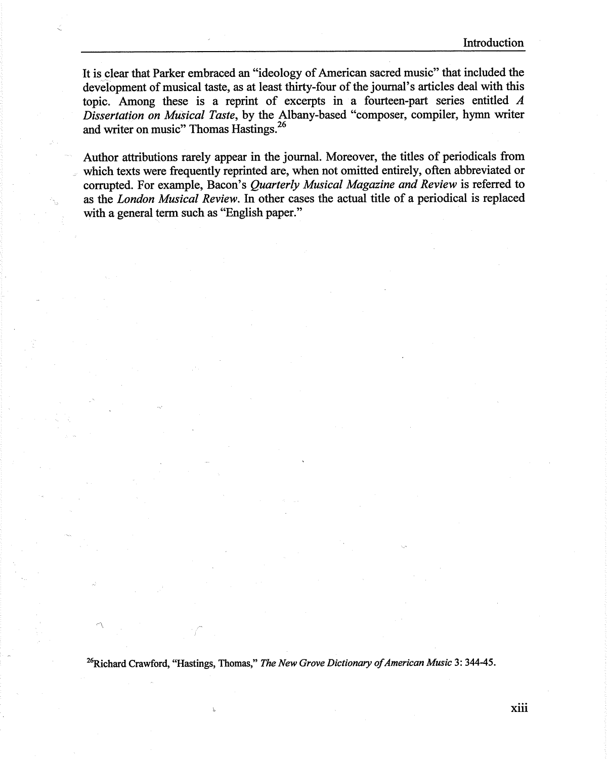It is clear that Parker embraced an "ideology of American sacred music" that included the development of musical taste, as at least thirty-four of the journal's articles deal with this topic. Among these is a reprint of excerpts in a fourteen-part series entitled *A Dissertation on Musical Taste*, by the Albany-based "composer, compiler, hymn writer and writer on music" Thomas Hastings.[26]

Author attributions rarely appear in the journal. Moreover, the titles of periodicals from which texts were frequently reprinted are, when not omitted entirely, often abbreviated or corrupted. For example, Bacon's *Quarterly Musical Magazine and Review* is referred to as the *London Musical Review*. In other cases the actual title of a periodical is replaced with a general term such as "English paper."

[26]Richard Crawford, "Hastings, Thomas," *The New Grove Dictionary of American Music* 3: 344-45.